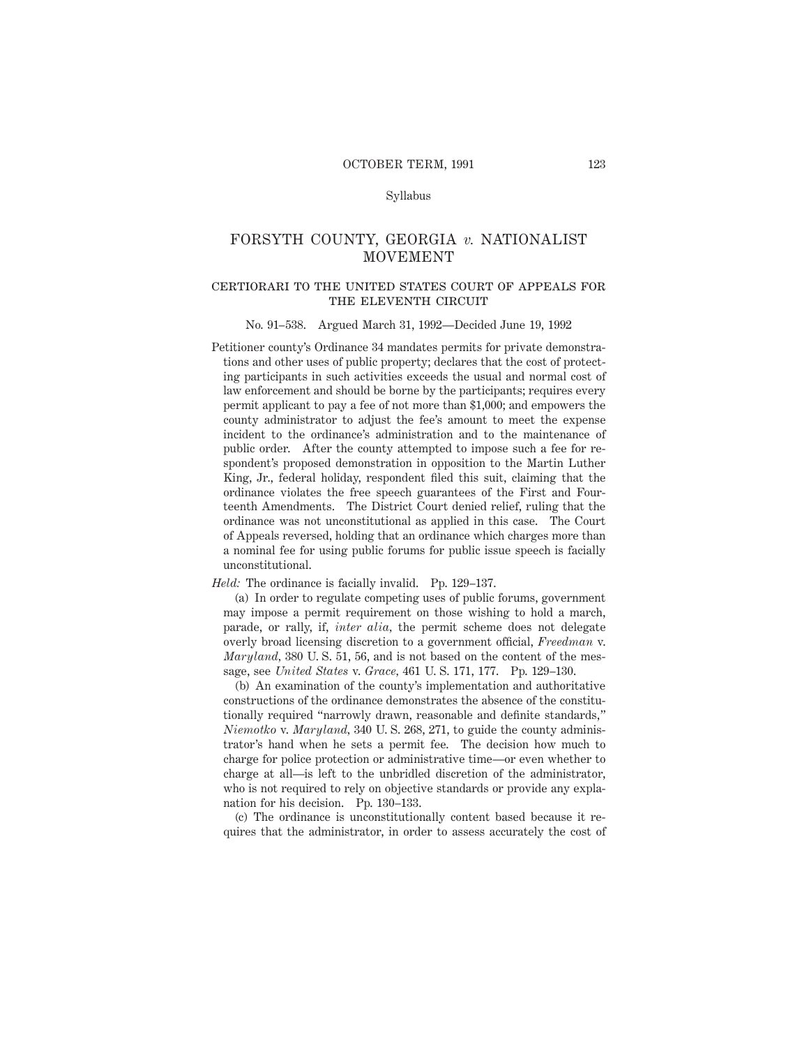# FORSYTH COUNTY, GEORGIA *v.* NATIONALIST MOVEMENT

## CERTIORARI TO THE UNITED STATES COURT OF APPEALS FOR THE ELEVENTH CIRCUIT

No. 91–538. Argued March 31, 1992—Decided June 19, 1992

Petitioner county's Ordinance 34 mandates permits for private demonstrations and other uses of public property; declares that the cost of protecting participants in such activities exceeds the usual and normal cost of law enforcement and should be borne by the participants; requires every permit applicant to pay a fee of not more than $1,000; and empowers the county administrator to adjust the fee's amount to meet the expense incident to the ordinance's administration and to the maintenance of public order. After the county attempted to impose such a fee for respondent's proposed demonstration in opposition to the Martin Luther King, Jr., federal holiday, respondent filed this suit, claiming that the ordinance violates the free speech guarantees of the First and Fourteenth Amendments. The District Court denied relief, ruling that the ordinance was not unconstitutional as applied in this case. The Court of Appeals reversed, holding that an ordinance which charges more than a nominal fee for using public forums for public issue speech is facially unconstitutional.

*Held:* The ordinance is facially invalid. Pp. 129–137.

(a) In order to regulate competing uses of public forums, government may impose a permit requirement on those wishing to hold a march, parade, or rally, if, *inter alia,* the permit scheme does not delegate overly broad licensing discretion to a government official, *Freedman* v. *Maryland,* 380 U. S. 51, 56, and is not based on the content of the message, see *United States* v. *Grace,* 461 U. S. 171, 177. Pp. 129–130.

(b) An examination of the county's implementation and authoritative constructions of the ordinance demonstrates the absence of the constitutionally required "narrowly drawn, reasonable and definite standards," *Niemotko* v. *Maryland,* 340 U. S. 268, 271, to guide the county administrator's hand when he sets a permit fee. The decision how much to charge for police protection or administrative time—or even whether to charge at all—is left to the unbridled discretion of the administrator, who is not required to rely on objective standards or provide any explanation for his decision. Pp. 130–133.

(c) The ordinance is unconstitutionally content based because it requires that the administrator, in order to assess accurately the cost of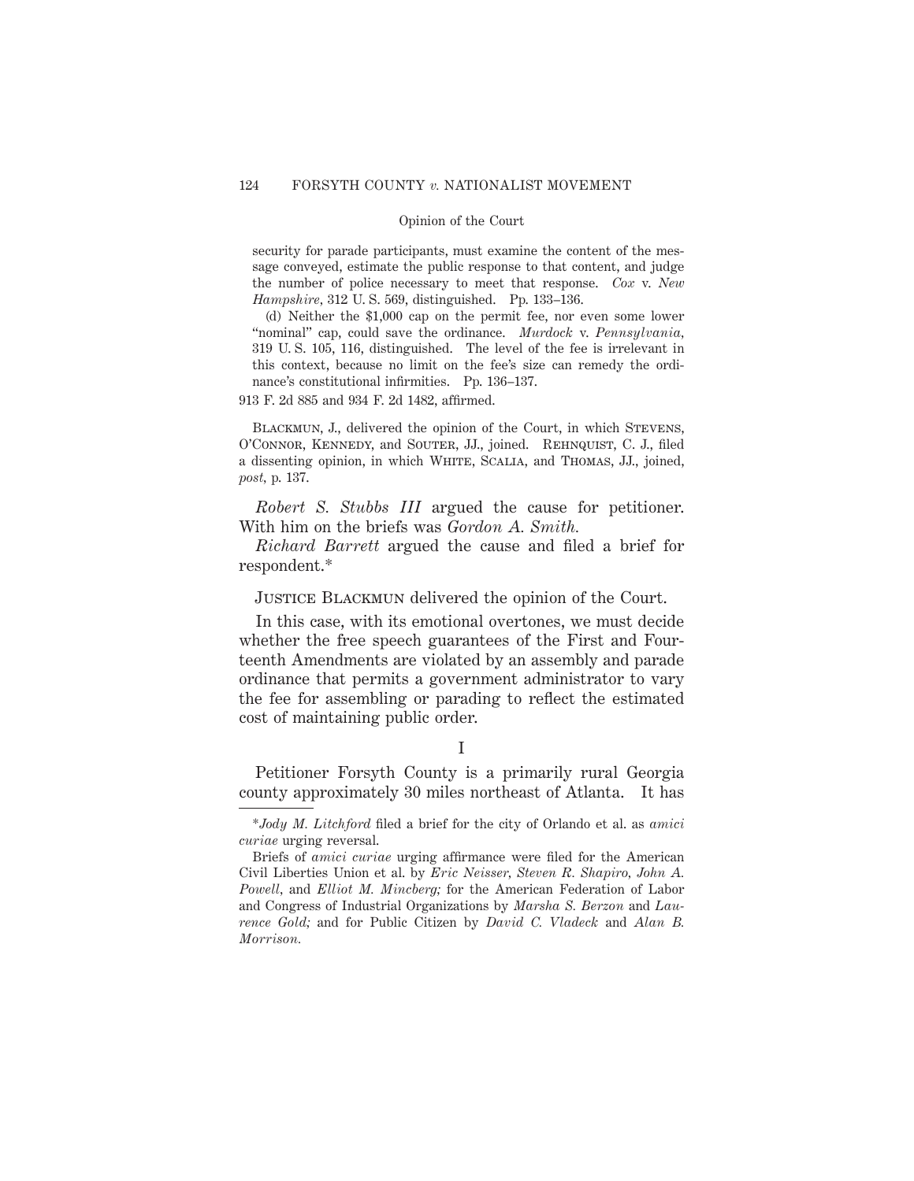security for parade participants, must examine the content of the message conveyed, estimate the public response to that content, and judge the number of police necessary to meet that response. *Cox* v. *New Hampshire*, 312 U. S. 569, distinguished. Pp. 133–136.

(d) Neither the $1,000 cap on the permit fee, nor even some lower "nominal" cap, could save the ordinance. *Murdock* v. *Pennsylvania*, 319 U. S. 105, 116, distinguished. The level of the fee is irrelevant in this context, because no limit on the fee's size can remedy the ordinance's constitutional infirmities. Pp. 136–137.

913 F. 2d 885 and 934 F. 2d 1482, affirmed.

Blackmun, J., delivered the opinion of the Court, in which Stevens, O'Connor, Kennedy, and Souter, JJ., joined. Rehnquist, C. J., filed a dissenting opinion, in which White, Scalia, and Thomas, JJ., joined, *post*, p. 137.

*Robert S. Stubbs III* argued the cause for petitioner. With him on the briefs was *Gordon A. Smith*.

*Richard Barrett* argued the cause and filed a brief for respondent.*

Justice Blackmun delivered the opinion of the Court.

In this case, with its emotional overtones, we must decide whether the free speech guarantees of the First and Fourteenth Amendments are violated by an assembly and parade ordinance that permits a government administrator to vary the fee for assembling or parading to reflect the estimated cost of maintaining public order.

## I

Petitioner Forsyth County is a primarily rural Georgia county approximately 30 miles northeast of Atlanta. It has

---

*Jody M. Litchford filed a brief for the city of Orlando et al. as *amici curiae* urging reversal.

Briefs of *amici curiae* urging affirmance were filed for the American Civil Liberties Union et al. by *Eric Neisser*, *Steven R. Shapiro*, *John A. Powell*, and *Elliot M. Mincberg;* for the American Federation of Labor and Congress of Industrial Organizations by *Marsha S. Berzon* and *Laurence Gold;* and for Public Citizen by *David C. Vladeck* and *Alan B. Morrison*.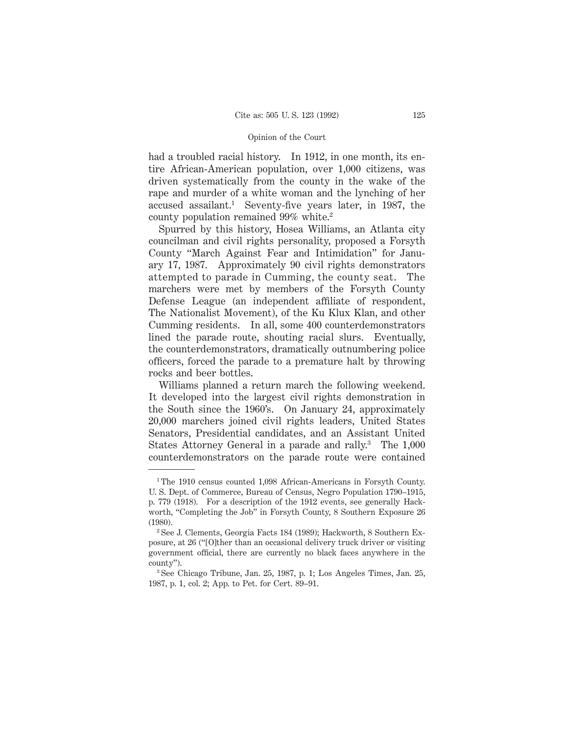had a troubled racial history. In 1912, in one month, its entire African-American population, over 1,000 citizens, was driven systematically from the county in the wake of the rape and murder of a white woman and the lynching of her accused assailant.[1] Seventy-five years later, in 1987, the county population remained 99% white.[2]

Spurred by this history, Hosea Williams, an Atlanta city councilman and civil rights personality, proposed a Forsyth County "March Against Fear and Intimidation" for January 17, 1987. Approximately 90 civil rights demonstrators attempted to parade in Cumming, the county seat. The marchers were met by members of the Forsyth County Defense League (an independent affiliate of respondent, The Nationalist Movement), of the Ku Klux Klan, and other Cumming residents. In all, some 400 counterdemonstrators lined the parade route, shouting racial slurs. Eventually, the counterdemonstrators, dramatically outnumbering police officers, forced the parade to a premature halt by throwing rocks and beer bottles.

Williams planned a return march the following weekend. It developed into the largest civil rights demonstration in the South since the 1960's. On January 24, approximately 20,000 marchers joined civil rights leaders, United States Senators, Presidential candidates, and an Assistant United States Attorney General in a parade and rally.[3] The 1,000 counterdemonstrators on the parade route were contained

---

[1] The 1910 census counted 1,098 African-Americans in Forsyth County. U. S. Dept. of Commerce, Bureau of Census, Negro Population 1790–1915, p. 779 (1918). For a description of the 1912 events, see generally Hackworth, "Completing the Job" in Forsyth County, 8 Southern Exposure 26 (1980).

[2] See J. Clements, Georgia Facts 184 (1989); Hackworth, 8 Southern Exposure, at 26 ("[O]ther than an occasional delivery truck driver or visiting government official, there are currently no black faces anywhere in the county").

[3] See Chicago Tribune, Jan. 25, 1987, p. 1; Los Angeles Times, Jan. 25, 1987, p. 1, col. 2; App. to Pet. for Cert. 89–91.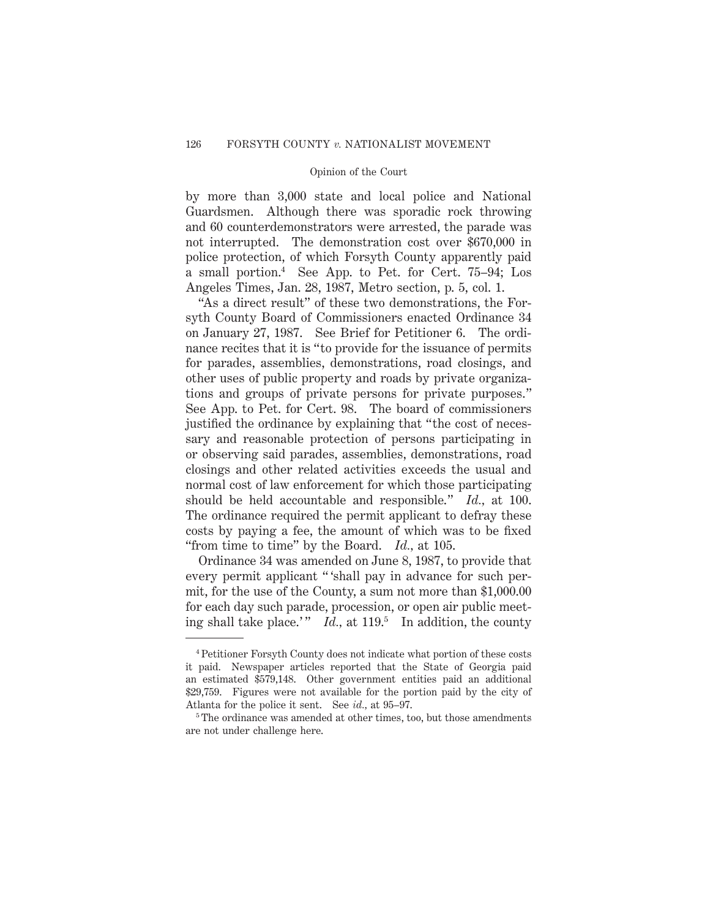by more than 3,000 state and local police and National Guardsmen. Although there was sporadic rock throwing and 60 counterdemonstrators were arrested, the parade was not interrupted. The demonstration cost over $670,000 in police protection, of which Forsyth County apparently paid a small portion.[4] See App. to Pet. for Cert. 75–94; Los Angeles Times, Jan. 28, 1987, Metro section, p. 5, col. 1.

"As a direct result" of these two demonstrations, the Forsyth County Board of Commissioners enacted Ordinance 34 on January 27, 1987. See Brief for Petitioner 6. The ordinance recites that it is "to provide for the issuance of permits for parades, assemblies, demonstrations, road closings, and other uses of public property and roads by private organizations and groups of private persons for private purposes." See App. to Pet. for Cert. 98. The board of commissioners justified the ordinance by explaining that "the cost of necessary and reasonable protection of persons participating in or observing said parades, assemblies, demonstrations, road closings and other related activities exceeds the usual and normal cost of law enforcement for which those participating should be held accountable and responsible." *Id.*, at 100. The ordinance required the permit applicant to defray these costs by paying a fee, the amount of which was to be fixed "from time to time" by the Board. *Id.*, at 105.

Ordinance 34 was amended on June 8, 1987, to provide that every permit applicant " 'shall pay in advance for such permit, for the use of the County, a sum not more than $1,000.00 for each day such parade, procession, or open air public meeting shall take place.' " *Id.*, at 119.[5] In addition, the county

---

[4] Petitioner Forsyth County does not indicate what portion of these costs it paid. Newspaper articles reported that the State of Georgia paid an estimated $579,148. Other government entities paid an additional $29,759. Figures were not available for the portion paid by the city of Atlanta for the police it sent. See *id.*, at 95–97.

[5] The ordinance was amended at other times, too, but those amendments are not under challenge here.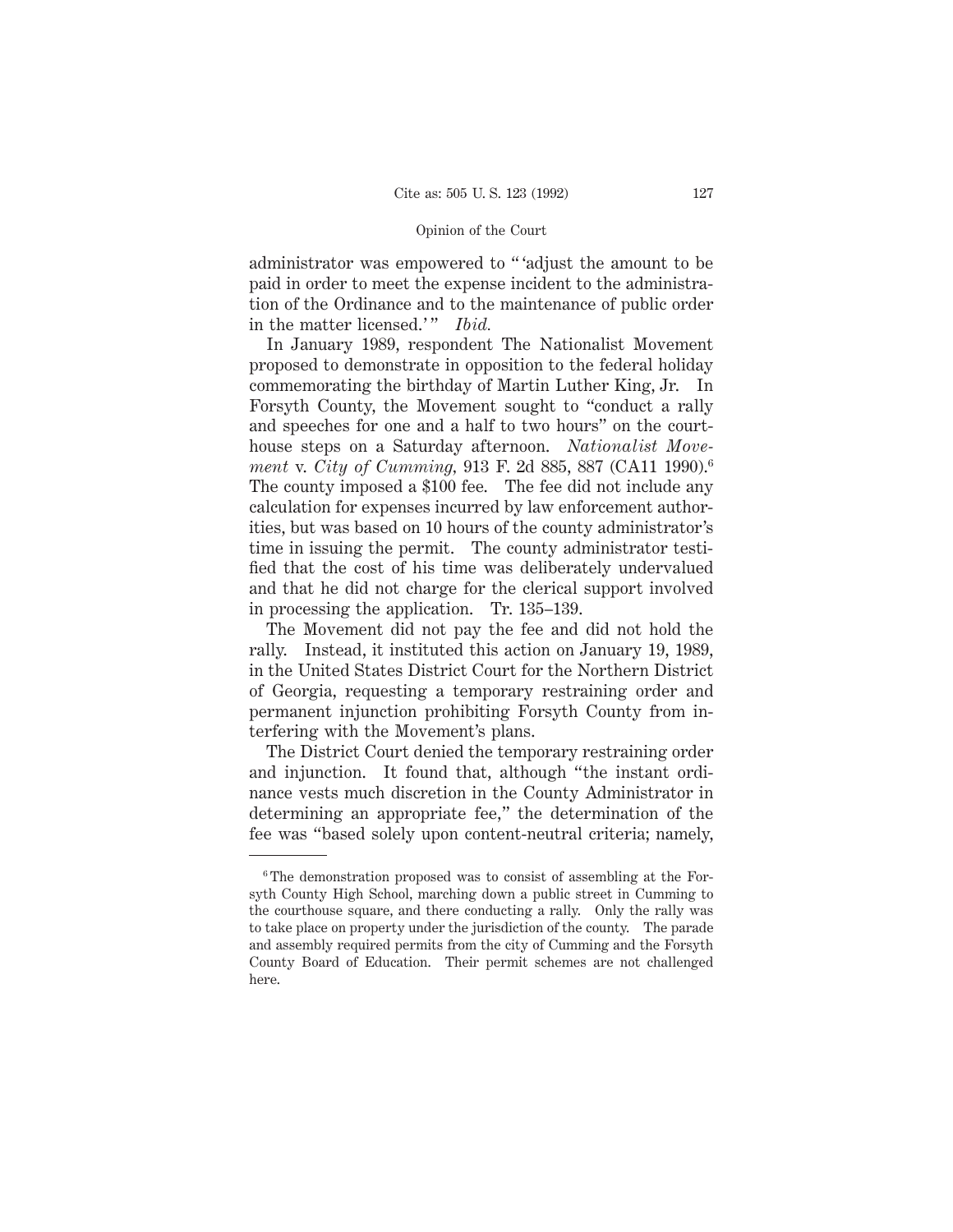administrator was empowered to "'adjust the amount to be paid in order to meet the expense incident to the administration of the Ordinance and to the maintenance of public order in the matter licensed.'" *Ibid.*

In January 1989, respondent The Nationalist Movement proposed to demonstrate in opposition to the federal holiday commemorating the birthday of Martin Luther King, Jr. In Forsyth County, the Movement sought to "conduct a rally and speeches for one and a half to two hours" on the courthouse steps on a Saturday afternoon. *Nationalist Movement* v. *City of Cumming,* 913 F. 2d 885, 887 (CA11 1990).[6] The county imposed a $100 fee. The fee did not include any calculation for expenses incurred by law enforcement authorities, but was based on 10 hours of the county administrator's time in issuing the permit. The county administrator testified that the cost of his time was deliberately undervalued and that he did not charge for the clerical support involved in processing the application. Tr. 135–139.

The Movement did not pay the fee and did not hold the rally. Instead, it instituted this action on January 19, 1989, in the United States District Court for the Northern District of Georgia, requesting a temporary restraining order and permanent injunction prohibiting Forsyth County from interfering with the Movement's plans.

The District Court denied the temporary restraining order and injunction. It found that, although "the instant ordinance vests much discretion in the County Administrator in determining an appropriate fee," the determination of the fee was "based solely upon content-neutral criteria; namely,

---

[6] The demonstration proposed was to consist of assembling at the Forsyth County High School, marching down a public street in Cumming to the courthouse square, and there conducting a rally. Only the rally was to take place on property under the jurisdiction of the county. The parade and assembly required permits from the city of Cumming and the Forsyth County Board of Education. Their permit schemes are not challenged here.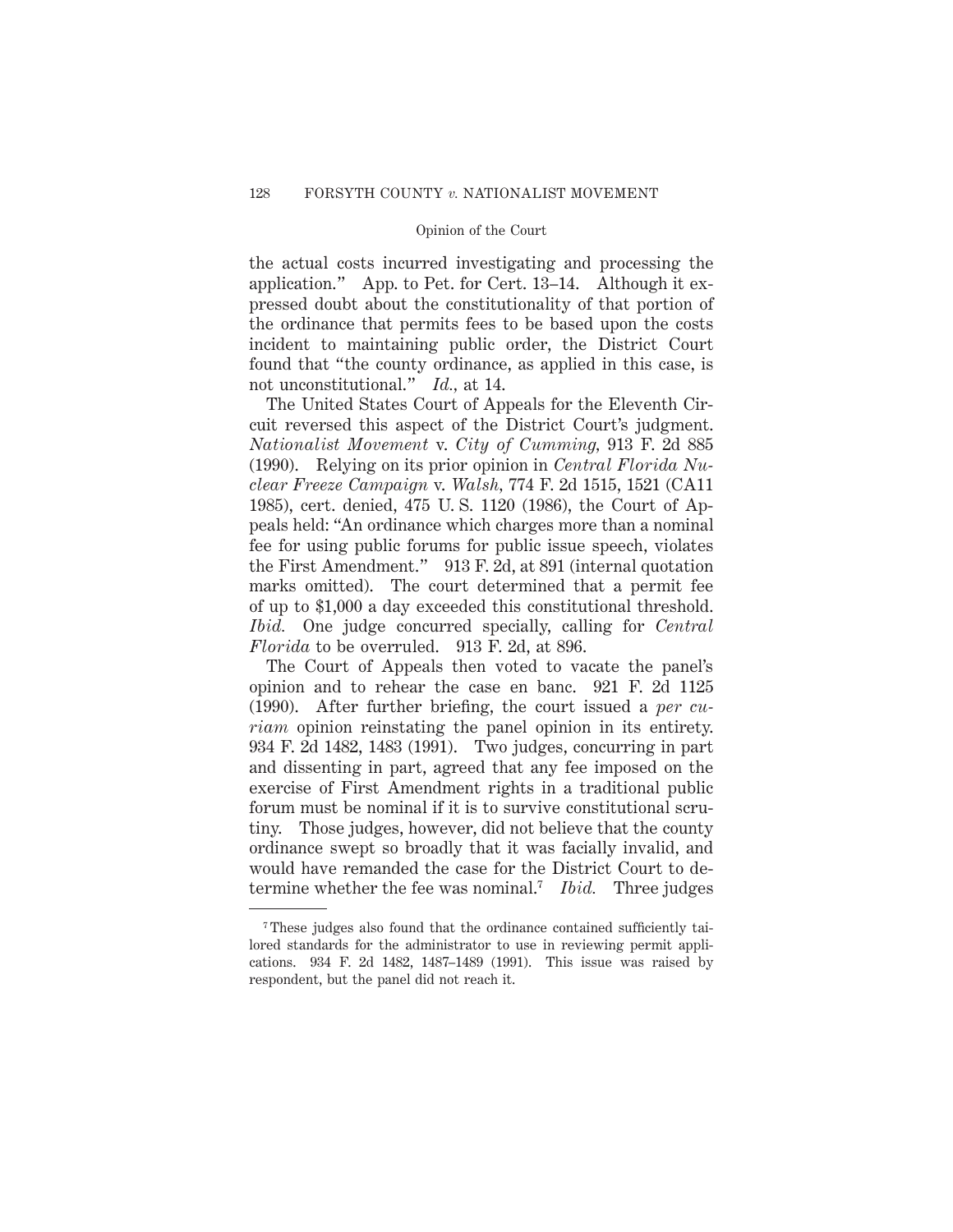the actual costs incurred investigating and processing the application." App. to Pet. for Cert. 13–14. Although it expressed doubt about the constitutionality of that portion of the ordinance that permits fees to be based upon the costs incident to maintaining public order, the District Court found that "the county ordinance, as applied in this case, is not unconstitutional." *Id.*, at 14.

The United States Court of Appeals for the Eleventh Circuit reversed this aspect of the District Court's judgment. *Nationalist Movement* v. *City of Cumming,* 913 F. 2d 885 (1990). Relying on its prior opinion in *Central Florida Nuclear Freeze Campaign* v. *Walsh,* 774 F. 2d 1515, 1521 (CA11 1985), cert. denied, 475 U. S. 1120 (1986), the Court of Appeals held: "An ordinance which charges more than a nominal fee for using public forums for public issue speech, violates the First Amendment." 913 F. 2d, at 891 (internal quotation marks omitted). The court determined that a permit fee of up to $1,000 a day exceeded this constitutional threshold. *Ibid.* One judge concurred specially, calling for *Central Florida* to be overruled. 913 F. 2d, at 896.

The Court of Appeals then voted to vacate the panel's opinion and to rehear the case en banc. 921 F. 2d 1125 (1990). After further briefing, the court issued a *per curiam* opinion reinstating the panel opinion in its entirety. 934 F. 2d 1482, 1483 (1991). Two judges, concurring in part and dissenting in part, agreed that any fee imposed on the exercise of First Amendment rights in a traditional public forum must be nominal if it is to survive constitutional scrutiny. Those judges, however, did not believe that the county ordinance swept so broadly that it was facially invalid, and would have remanded the case for the District Court to determine whether the fee was nominal.[7] *Ibid.* Three judges

[7] These judges also found that the ordinance contained sufficiently tailored standards for the administrator to use in reviewing permit applications. 934 F. 2d 1482, 1487–1489 (1991). This issue was raised by respondent, but the panel did not reach it.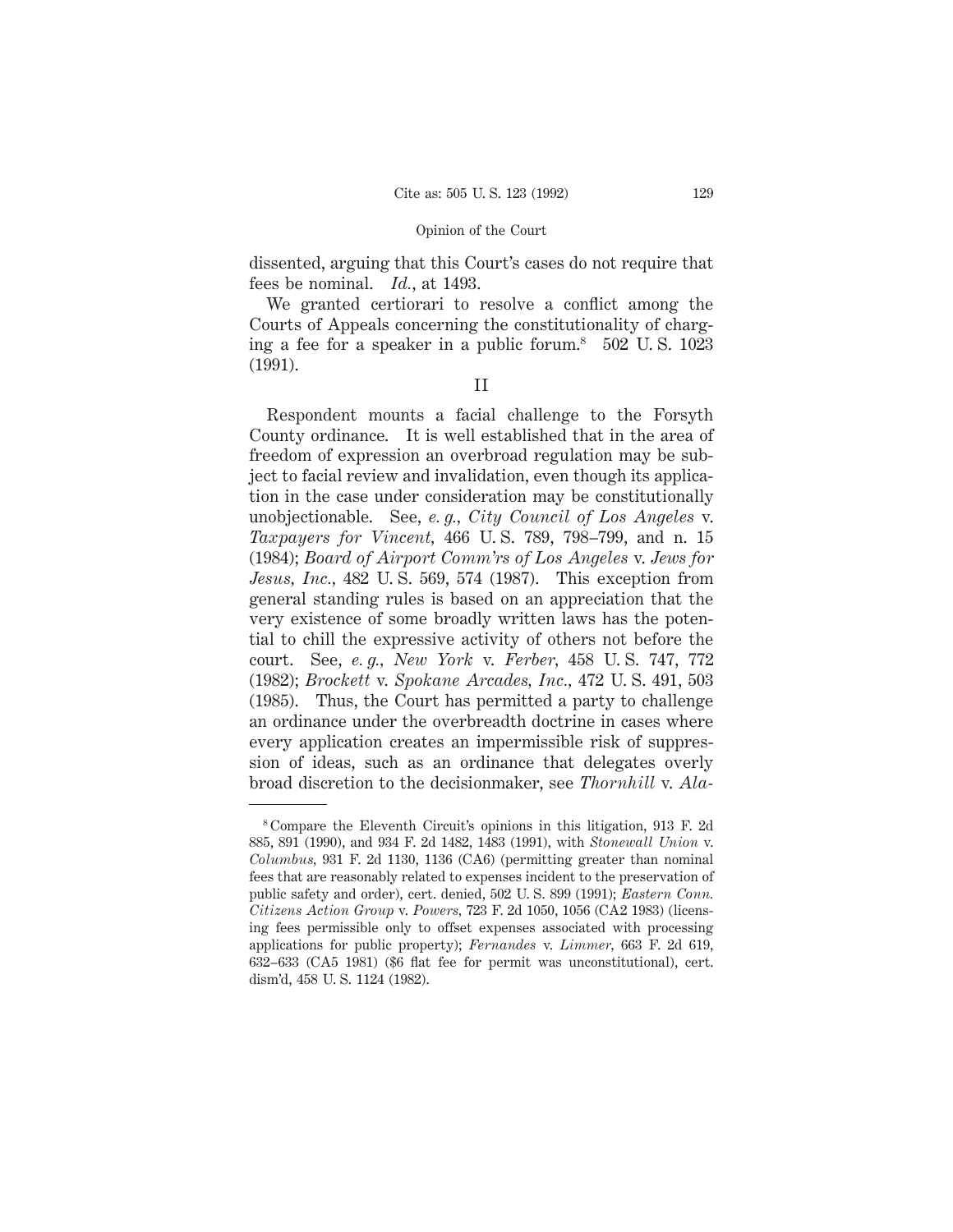dissented, arguing that this Court's cases do not require that fees be nominal. *Id.*, at 1493.

We granted certiorari to resolve a conflict among the Courts of Appeals concerning the constitutionality of charging a fee for a speaker in a public forum.[8] 502 U. S. 1023 (1991).

## II

Respondent mounts a facial challenge to the Forsyth County ordinance. It is well established that in the area of freedom of expression an overbroad regulation may be subject to facial review and invalidation, even though its application in the case under consideration may be constitutionally unobjectionable. See, *e. g.*, *City Council of Los Angeles* v. *Taxpayers for Vincent*, 466 U. S. 789, 798–799, and n. 15 (1984); *Board of Airport Comm'rs of Los Angeles* v. *Jews for Jesus, Inc.*, 482 U. S. 569, 574 (1987). This exception from general standing rules is based on an appreciation that the very existence of some broadly written laws has the potential to chill the expressive activity of others not before the court. See, *e. g.*, *New York* v. *Ferber*, 458 U. S. 747, 772 (1982); *Brockett* v. *Spokane Arcades, Inc.*, 472 U. S. 491, 503 (1985). Thus, the Court has permitted a party to challenge an ordinance under the overbreadth doctrine in cases where every application creates an impermissible risk of suppression of ideas, such as an ordinance that delegates overly broad discretion to the decisionmaker, see *Thornhill* v. *Ala-*

---

[8] Compare the Eleventh Circuit's opinions in this litigation, 913 F. 2d 885, 891 (1990), and 934 F. 2d 1482, 1483 (1991), with *Stonewall Union* v. *Columbus*, 931 F. 2d 1130, 1136 (CA6) (permitting greater than nominal fees that are reasonably related to expenses incident to the preservation of public safety and order), cert. denied, 502 U. S. 899 (1991); *Eastern Conn. Citizens Action Group* v. *Powers*, 723 F. 2d 1050, 1056 (CA2 1983) (licensing fees permissible only to offset expenses associated with processing applications for public property); *Fernandes* v. *Limmer*, 663 F. 2d 619, 632–633 (CA5 1981) ($6 flat fee for permit was unconstitutional), cert. dism'd, 458 U. S. 1124 (1982).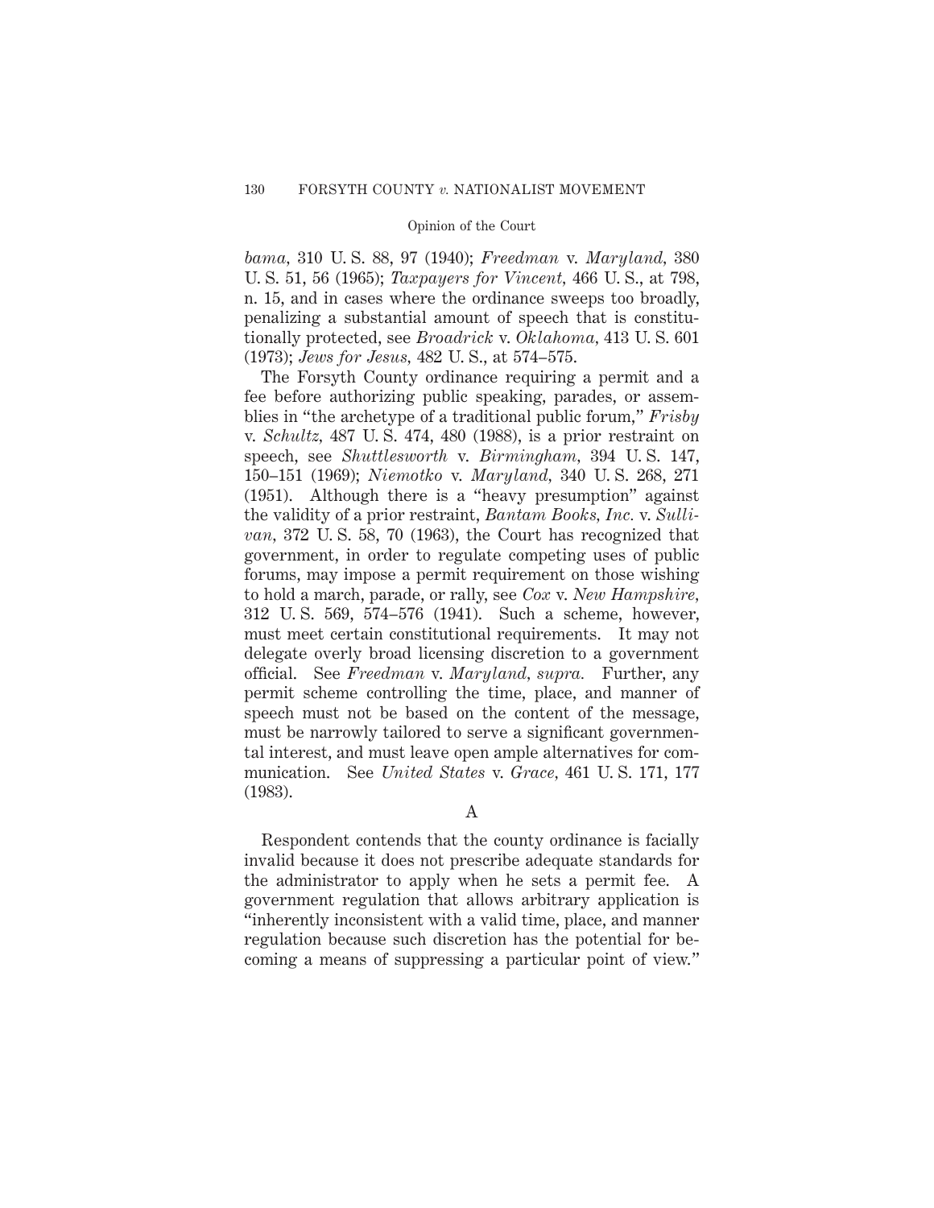*bama,* 310 U. S. 88, 97 (1940); *Freedman* v. *Maryland,* 380 U. S. 51, 56 (1965); *Taxpayers for Vincent,* 466 U. S., at 798, n. 15, and in cases where the ordinance sweeps too broadly, penalizing a substantial amount of speech that is constitutionally protected, see *Broadrick* v. *Oklahoma,* 413 U. S. 601 (1973); *Jews for Jesus,* 482 U. S., at 574–575.

The Forsyth County ordinance requiring a permit and a fee before authorizing public speaking, parades, or assemblies in "the archetype of a traditional public forum," *Frisby* v. *Schultz,* 487 U. S. 474, 480 (1988), is a prior restraint on speech, see *Shuttlesworth* v. *Birmingham,* 394 U. S. 147, 150–151 (1969); *Niemotko* v. *Maryland,* 340 U. S. 268, 271 (1951). Although there is a "heavy presumption" against the validity of a prior restraint, *Bantam Books, Inc.* v. *Sullivan,* 372 U. S. 58, 70 (1963), the Court has recognized that government, in order to regulate competing uses of public forums, may impose a permit requirement on those wishing to hold a march, parade, or rally, see *Cox* v. *New Hampshire,* 312 U. S. 569, 574–576 (1941). Such a scheme, however, must meet certain constitutional requirements. It may not delegate overly broad licensing discretion to a government official. See *Freedman* v. *Maryland, supra.* Further, any permit scheme controlling the time, place, and manner of speech must not be based on the content of the message, must be narrowly tailored to serve a significant governmental interest, and must leave open ample alternatives for communication. See *United States* v. *Grace,* 461 U. S. 171, 177 (1983).

A

Respondent contends that the county ordinance is facially invalid because it does not prescribe adequate standards for the administrator to apply when he sets a permit fee. A government regulation that allows arbitrary application is "inherently inconsistent with a valid time, place, and manner regulation because such discretion has the potential for becoming a means of suppressing a particular point of view."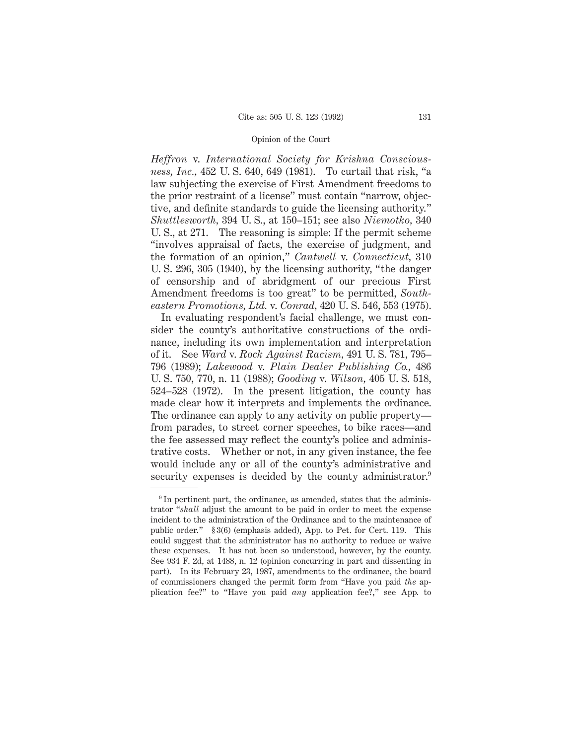*Heffron* v. *International Society for Krishna Consciousness, Inc.,* 452 U. S. 640, 649 (1981). To curtail that risk, "a law subjecting the exercise of First Amendment freedoms to the prior restraint of a license" must contain "narrow, objective, and definite standards to guide the licensing authority." *Shuttlesworth,* 394 U. S., at 150–151; see also *Niemotko,* 340 U. S., at 271. The reasoning is simple: If the permit scheme "involves appraisal of facts, the exercise of judgment, and the formation of an opinion," *Cantwell* v. *Connecticut,* 310 U. S. 296, 305 (1940), by the licensing authority, "the danger of censorship and of abridgment of our precious First Amendment freedoms is too great" to be permitted, *Southeastern Promotions, Ltd.* v. *Conrad,* 420 U. S. 546, 553 (1975).

In evaluating respondent's facial challenge, we must consider the county's authoritative constructions of the ordinance, including its own implementation and interpretation of it. See *Ward* v. *Rock Against Racism,* 491 U. S. 781, 795–796 (1989); *Lakewood* v. *Plain Dealer Publishing Co.,* 486 U. S. 750, 770, n. 11 (1988); *Gooding* v. *Wilson,* 405 U. S. 518, 524–528 (1972). In the present litigation, the county has made clear how it interprets and implements the ordinance. The ordinance can apply to any activity on public property—from parades, to street corner speeches, to bike races—and the fee assessed may reflect the county's police and administrative costs. Whether or not, in any given instance, the fee would include any or all of the county's administrative and security expenses is decided by the county administrator.[9]

---

[9] In pertinent part, the ordinance, as amended, states that the administrator "*shall* adjust the amount to be paid in order to meet the expense incident to the administration of the Ordinance and to the maintenance of public order." § 3(6) (emphasis added), App. to Pet. for Cert. 119. This could suggest that the administrator has no authority to reduce or waive these expenses. It has not been so understood, however, by the county. See 934 F. 2d, at 1488, n. 12 (opinion concurring in part and dissenting in part). In its February 23, 1987, amendments to the ordinance, the board of commissioners changed the permit form from "Have you paid *the* application fee?" to "Have you paid *any* application fee?," see App. to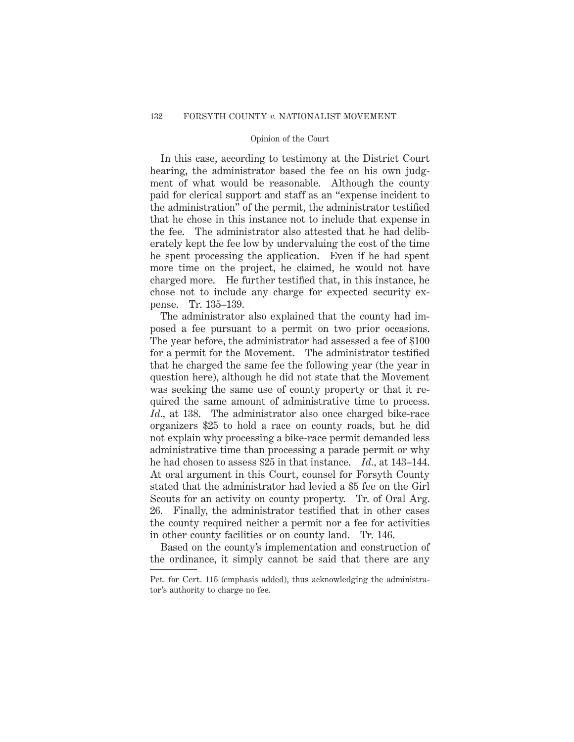In this case, according to testimony at the District Court hearing, the administrator based the fee on his own judgment of what would be reasonable. Although the county paid for clerical support and staff as an "expense incident to the administration" of the permit, the administrator testified that he chose in this instance not to include that expense in the fee. The administrator also attested that he had deliberately kept the fee low by undervaluing the cost of the time he spent processing the application. Even if he had spent more time on the project, he claimed, he would not have charged more. He further testified that, in this instance, he chose not to include any charge for expected security expense. Tr. 135–139.

The administrator also explained that the county had imposed a fee pursuant to a permit on two prior occasions. The year before, the administrator had assessed a fee of $100 for a permit for the Movement. The administrator testified that he charged the same fee the following year (the year in question here), although he did not state that the Movement was seeking the same use of county property or that it required the same amount of administrative time to process. *Id.*, at 138. The administrator also once charged bike-race organizers $25 to hold a race on county roads, but he did not explain why processing a bike-race permit demanded less administrative time than processing a parade permit or why he had chosen to assess $25 in that instance. *Id.*, at 143–144. At oral argument in this Court, counsel for Forsyth County stated that the administrator had levied a $5 fee on the Girl Scouts for an activity on county property. Tr. of Oral Arg. 26. Finally, the administrator testified that in other cases the county required neither a permit nor a fee for activities in other county facilities or on county land. Tr. 146.

Based on the county's implementation and construction of the ordinance, it simply cannot be said that there are any

---

Pet. for Cert. 115 (emphasis added), thus acknowledging the administrator's authority to charge no fee.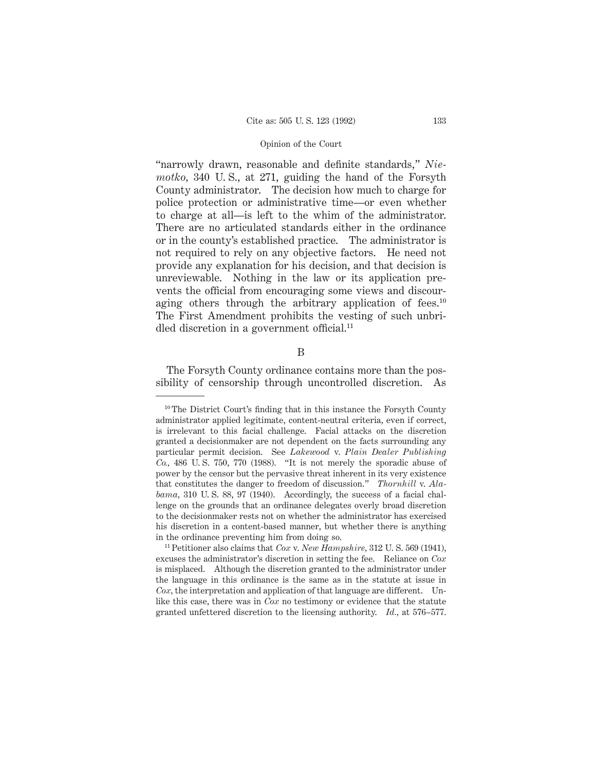"narrowly drawn, reasonable and definite standards," *Niemotko*, 340 U. S., at 271, guiding the hand of the Forsyth County administrator. The decision how much to charge for police protection or administrative time—or even whether to charge at all—is left to the whim of the administrator. There are no articulated standards either in the ordinance or in the county's established practice. The administrator is not required to rely on any objective factors. He need not provide any explanation for his decision, and that decision is unreviewable. Nothing in the law or its application prevents the official from encouraging some views and discouraging others through the arbitrary application of fees.[10] The First Amendment prohibits the vesting of such unbridled discretion in a government official.[11]

B

The Forsyth County ordinance contains more than the possibility of censorship through uncontrolled discretion. As

---

[10] The District Court's finding that in this instance the Forsyth County administrator applied legitimate, content-neutral criteria, even if correct, is irrelevant to this facial challenge. Facial attacks on the discretion granted a decisionmaker are not dependent on the facts surrounding any particular permit decision. See *Lakewood* v. *Plain Dealer Publishing Co.*, 486 U. S. 750, 770 (1988). "It is not merely the sporadic abuse of power by the censor but the pervasive threat inherent in its very existence that constitutes the danger to freedom of discussion." *Thornhill* v. *Alabama*, 310 U. S. 88, 97 (1940). Accordingly, the success of a facial challenge on the grounds that an ordinance delegates overly broad discretion to the decisionmaker rests not on whether the administrator has exercised his discretion in a content-based manner, but whether there is anything in the ordinance preventing him from doing so.

[11] Petitioner also claims that *Cox* v. *New Hampshire*, 312 U. S. 569 (1941), excuses the administrator's discretion in setting the fee. Reliance on *Cox* is misplaced. Although the discretion granted to the administrator under the language in this ordinance is the same as in the statute at issue in *Cox*, the interpretation and application of that language are different. Unlike this case, there was in *Cox* no testimony or evidence that the statute granted unfettered discretion to the licensing authority. *Id.*, at 576–577.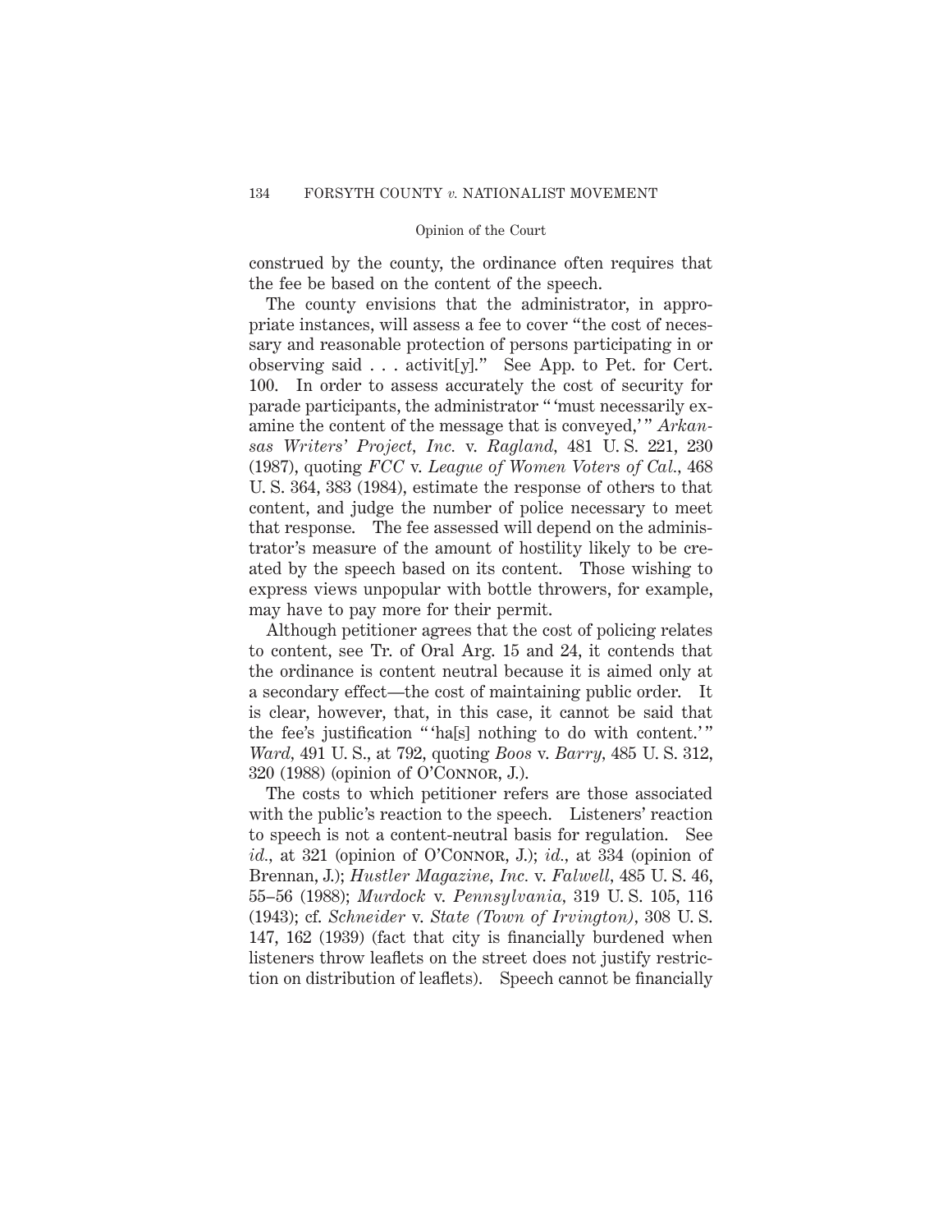construed by the county, the ordinance often requires that the fee be based on the content of the speech.

The county envisions that the administrator, in appropriate instances, will assess a fee to cover "the cost of necessary and reasonable protection of persons participating in or observing said . . . activit[y]." See App. to Pet. for Cert. 100. In order to assess accurately the cost of security for parade participants, the administrator " 'must necessarily examine the content of the message that is conveyed,' " *Arkansas Writers' Project, Inc.* v. *Ragland*, 481 U. S. 221, 230 (1987), quoting *FCC* v. *League of Women Voters of Cal.*, 468 U. S. 364, 383 (1984), estimate the response of others to that content, and judge the number of police necessary to meet that response. The fee assessed will depend on the administrator's measure of the amount of hostility likely to be created by the speech based on its content. Those wishing to express views unpopular with bottle throwers, for example, may have to pay more for their permit.

Although petitioner agrees that the cost of policing relates to content, see Tr. of Oral Arg. 15 and 24, it contends that the ordinance is content neutral because it is aimed only at a secondary effect—the cost of maintaining public order. It is clear, however, that, in this case, it cannot be said that the fee's justification " 'ha[s] nothing to do with content.' " *Ward*, 491 U. S., at 792, quoting *Boos* v. *Barry*, 485 U. S. 312, 320 (1988) (opinion of O'Connor, J.).

The costs to which petitioner refers are those associated with the public's reaction to the speech. Listeners' reaction to speech is not a content-neutral basis for regulation. See *id.*, at 321 (opinion of O'Connor, J.); *id.*, at 334 (opinion of Brennan, J.); *Hustler Magazine, Inc.* v. *Falwell*, 485 U. S. 46, 55–56 (1988); *Murdock* v. *Pennsylvania*, 319 U. S. 105, 116 (1943); cf. *Schneider* v. *State (Town of Irvington)*, 308 U. S. 147, 162 (1939) (fact that city is financially burdened when listeners throw leaflets on the street does not justify restriction on distribution of leaflets). Speech cannot be financially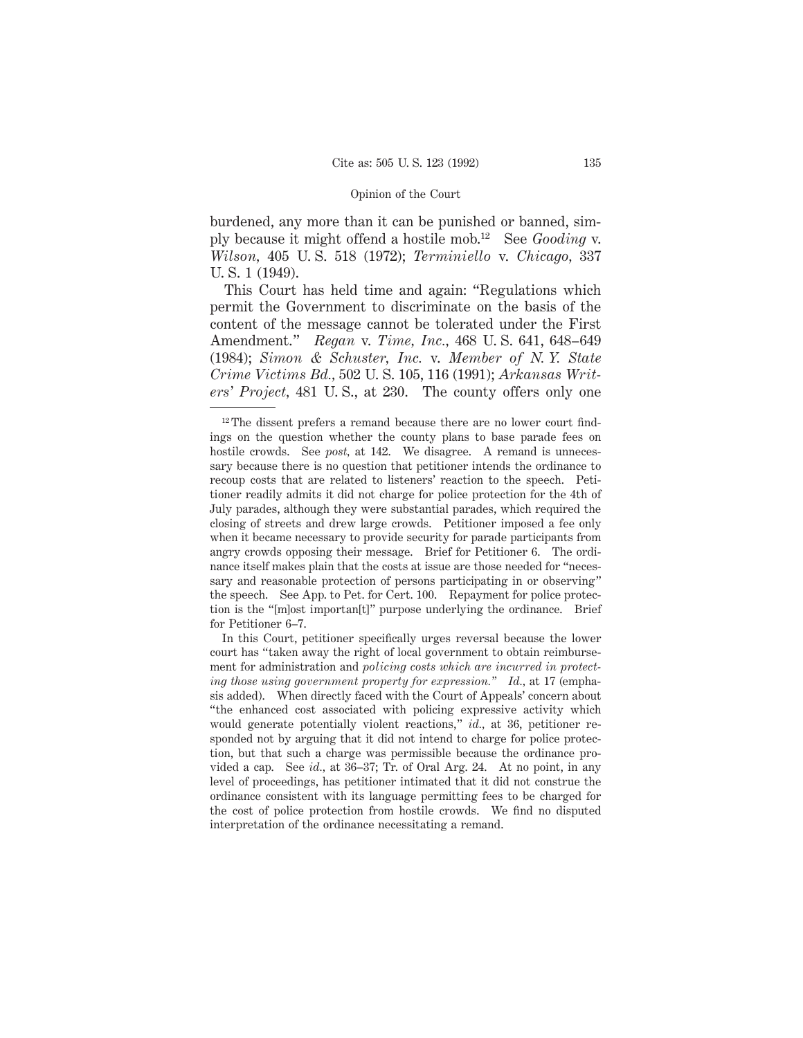burdened, any more than it can be punished or banned, simply because it might offend a hostile mob.[12] See *Gooding* v. *Wilson,* 405 U. S. 518 (1972); *Terminiello* v. *Chicago,* 337 U. S. 1 (1949).

This Court has held time and again: "Regulations which permit the Government to discriminate on the basis of the content of the message cannot be tolerated under the First Amendment." *Regan* v. *Time, Inc.,* 468 U. S. 641, 648–649 (1984); *Simon & Schuster, Inc.* v. *Member of N. Y. State Crime Victims Bd.,* 502 U. S. 105, 116 (1991); *Arkansas Writers' Project,* 481 U. S., at 230. The county offers only one

---

[12] The dissent prefers a remand because there are no lower court findings on the question whether the county plans to base parade fees on hostile crowds. See *post,* at 142. We disagree. A remand is unnecessary because there is no question that petitioner intends the ordinance to recoup costs that are related to listeners' reaction to the speech. Petitioner readily admits it did not charge for police protection for the 4th of July parades, although they were substantial parades, which required the closing of streets and drew large crowds. Petitioner imposed a fee only when it became necessary to provide security for parade participants from angry crowds opposing their message. Brief for Petitioner 6. The ordinance itself makes plain that the costs at issue are those needed for "necessary and reasonable protection of persons participating in or observing" the speech. See App. to Pet. for Cert. 100. Repayment for police protection is the "[m]ost importan[t]" purpose underlying the ordinance. Brief for Petitioner 6–7.

In this Court, petitioner specifically urges reversal because the lower court has "taken away the right of local government to obtain reimbursement for administration and *policing costs which are incurred in protecting those using government property for expression.*" *Id.,* at 17 (emphasis added). When directly faced with the Court of Appeals' concern about "the enhanced cost associated with policing expressive activity which would generate potentially violent reactions," *id.,* at 36, petitioner responded not by arguing that it did not intend to charge for police protection, but that such a charge was permissible because the ordinance provided a cap. See *id.,* at 36–37; Tr. of Oral Arg. 24. At no point, in any level of proceedings, has petitioner intimated that it did not construe the ordinance consistent with its language permitting fees to be charged for the cost of police protection from hostile crowds. We find no disputed interpretation of the ordinance necessitating a remand.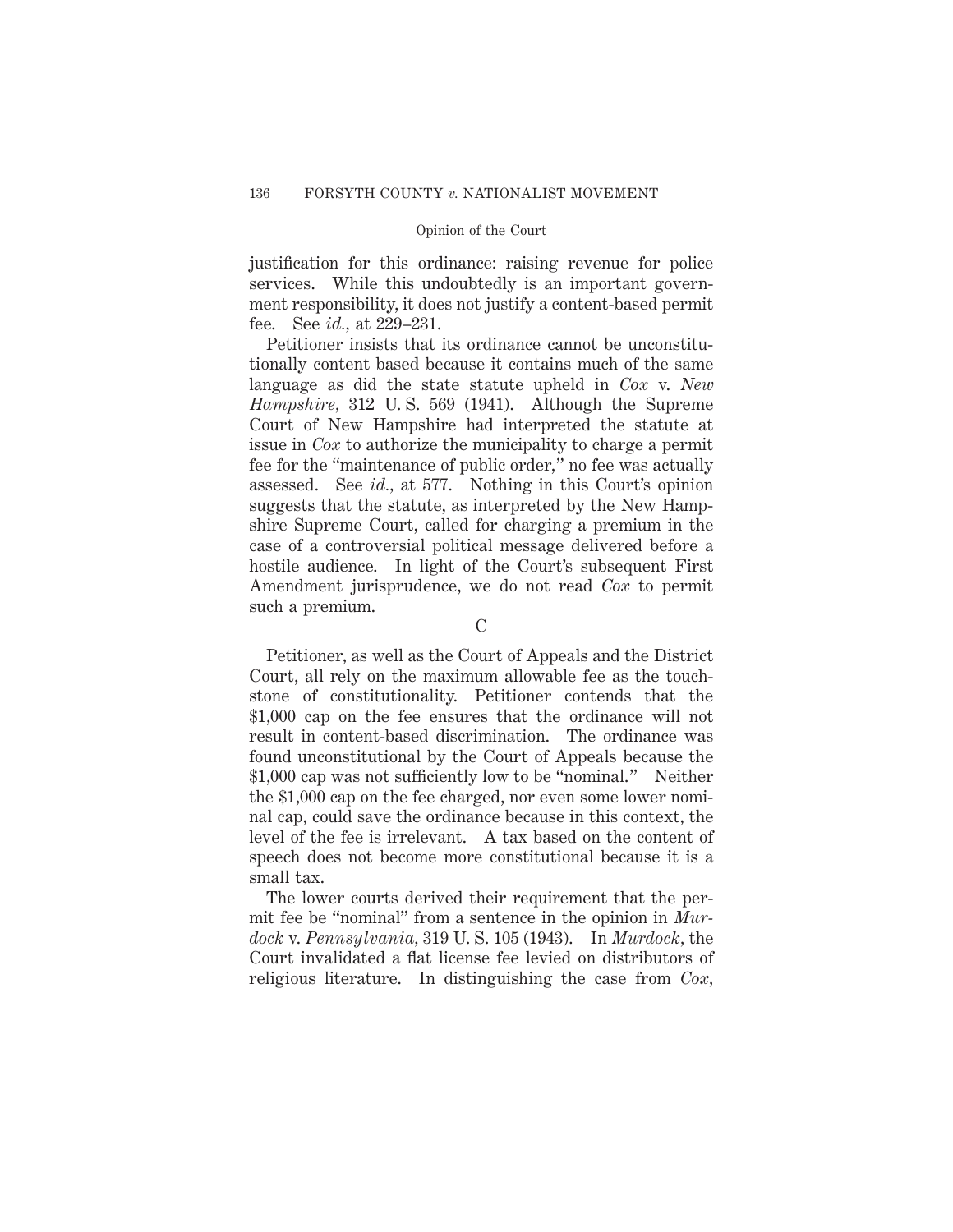justification for this ordinance: raising revenue for police services. While this undoubtedly is an important government responsibility, it does not justify a content-based permit fee. See *id.*, at 229–231.

Petitioner insists that its ordinance cannot be unconstitutionally content based because it contains much of the same language as did the state statute upheld in *Cox* v. *New Hampshire*, 312 U. S. 569 (1941). Although the Supreme Court of New Hampshire had interpreted the statute at issue in *Cox* to authorize the municipality to charge a permit fee for the "maintenance of public order," no fee was actually assessed. See *id.*, at 577. Nothing in this Court's opinion suggests that the statute, as interpreted by the New Hampshire Supreme Court, called for charging a premium in the case of a controversial political message delivered before a hostile audience. In light of the Court's subsequent First Amendment jurisprudence, we do not read *Cox* to permit such a premium.

C

Petitioner, as well as the Court of Appeals and the District Court, all rely on the maximum allowable fee as the touchstone of constitutionality. Petitioner contends that the $1,000 cap on the fee ensures that the ordinance will not result in content-based discrimination. The ordinance was found unconstitutional by the Court of Appeals because the $1,000 cap was not sufficiently low to be "nominal." Neither the $1,000 cap on the fee charged, nor even some lower nominal cap, could save the ordinance because in this context, the level of the fee is irrelevant. A tax based on the content of speech does not become more constitutional because it is a small tax.

The lower courts derived their requirement that the permit fee be "nominal" from a sentence in the opinion in *Murdock* v. *Pennsylvania*, 319 U. S. 105 (1943). In *Murdock*, the Court invalidated a flat license fee levied on distributors of religious literature. In distinguishing the case from *Cox*,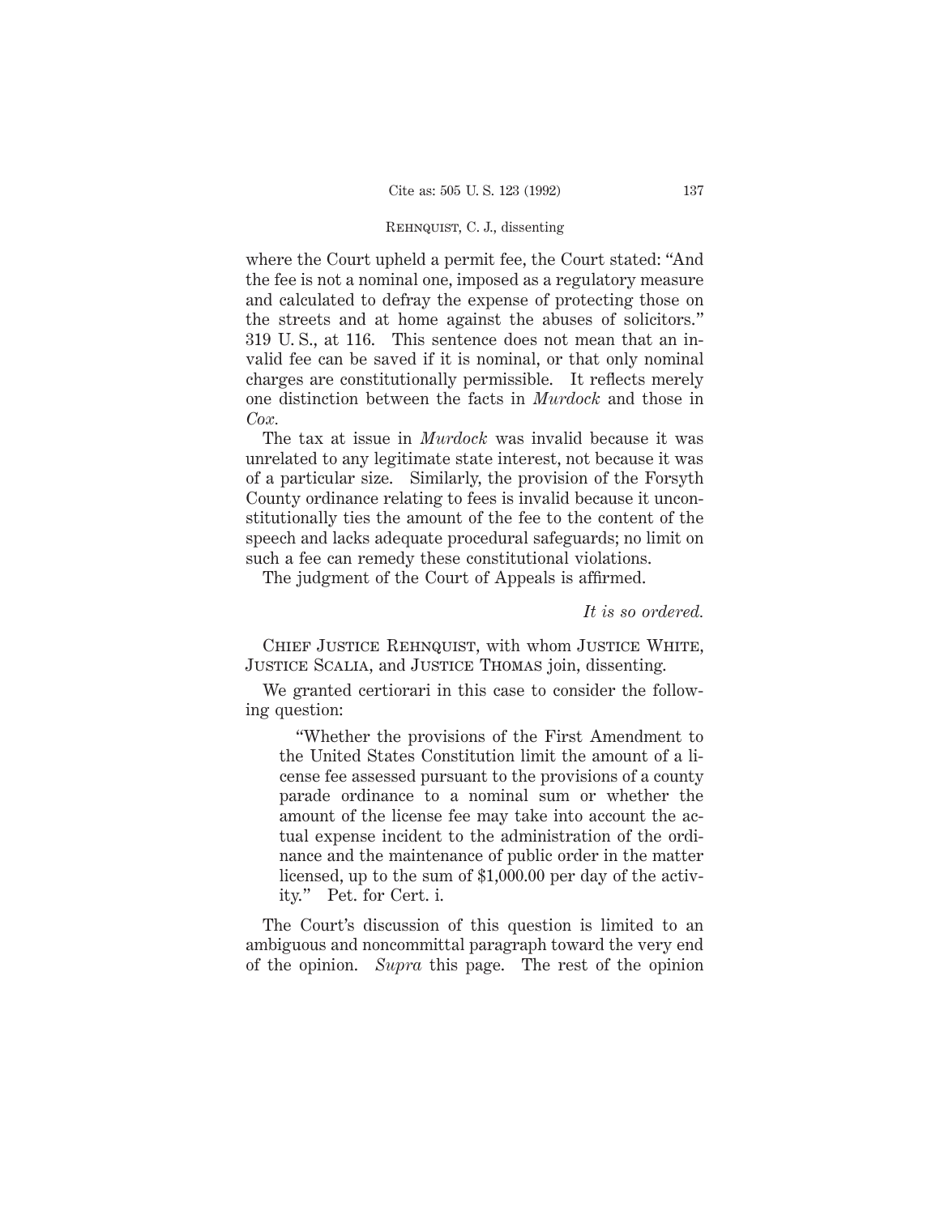where the Court upheld a permit fee, the Court stated: "And the fee is not a nominal one, imposed as a regulatory measure and calculated to defray the expense of protecting those on the streets and at home against the abuses of solicitors." 319 U. S., at 116. This sentence does not mean that an invalid fee can be saved if it is nominal, or that only nominal charges are constitutionally permissible. It reflects merely one distinction between the facts in *Murdock* and those in *Cox*.

The tax at issue in *Murdock* was invalid because it was unrelated to any legitimate state interest, not because it was of a particular size. Similarly, the provision of the Forsyth County ordinance relating to fees is invalid because it unconstitutionally ties the amount of the fee to the content of the speech and lacks adequate procedural safeguards; no limit on such a fee can remedy these constitutional violations.

The judgment of the Court of Appeals is affirmed.

*It is so ordered.*

Chief Justice Rehnquist, with whom Justice White, Justice Scalia, and Justice Thomas join, dissenting.

We granted certiorari in this case to consider the following question:

> "Whether the provisions of the First Amendment to the United States Constitution limit the amount of a license fee assessed pursuant to the provisions of a county parade ordinance to a nominal sum or whether the amount of the license fee may take into account the actual expense incident to the administration of the ordinance and the maintenance of public order in the matter licensed, up to the sum of $1,000.00 per day of the activity." Pet. for Cert. i.

The Court's discussion of this question is limited to an ambiguous and noncommittal paragraph toward the very end of the opinion. *Supra* this page. The rest of the opinion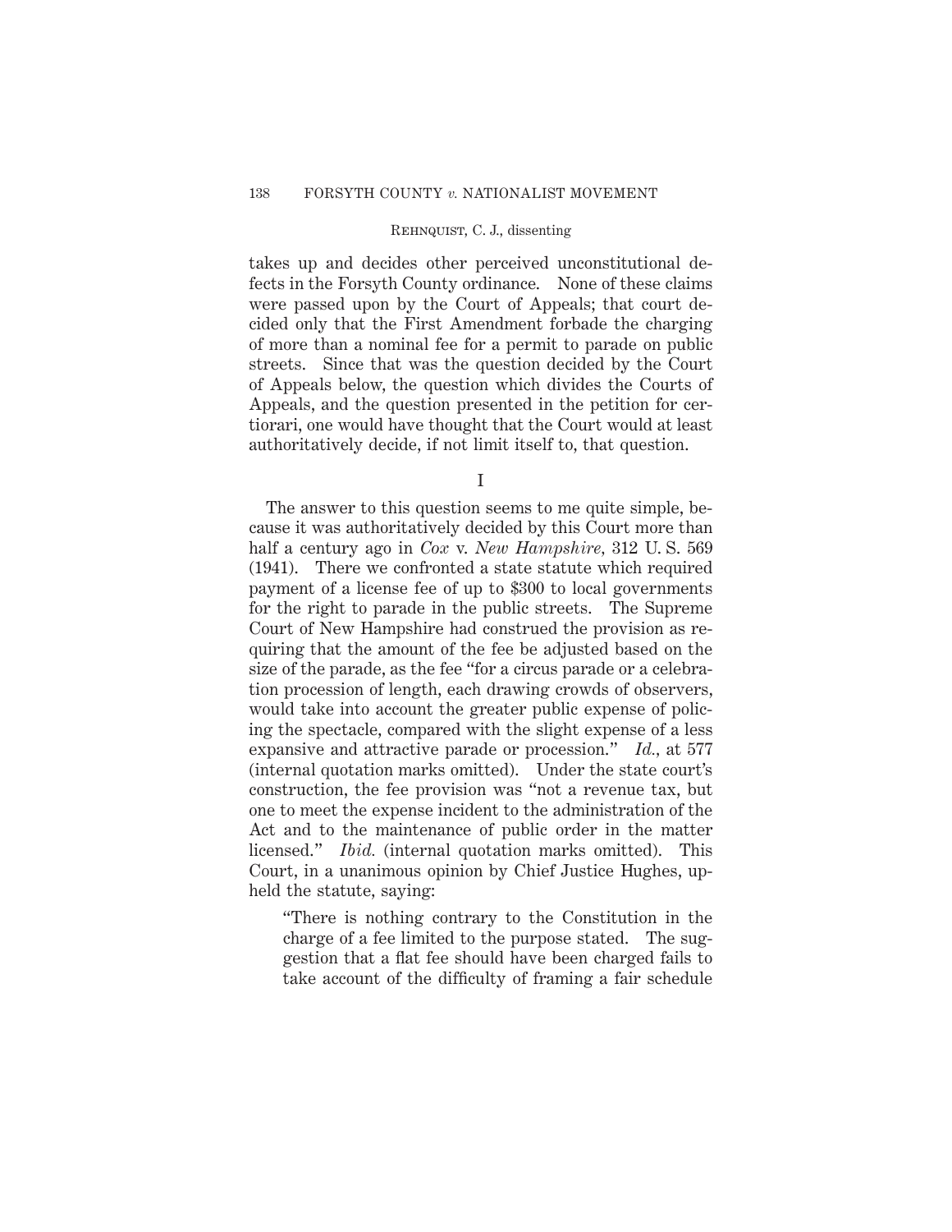takes up and decides other perceived unconstitutional defects in the Forsyth County ordinance. None of these claims were passed upon by the Court of Appeals; that court decided only that the First Amendment forbade the charging of more than a nominal fee for a permit to parade on public streets. Since that was the question decided by the Court of Appeals below, the question which divides the Courts of Appeals, and the question presented in the petition for certiorari, one would have thought that the Court would at least authoritatively decide, if not limit itself to, that question.

I

The answer to this question seems to me quite simple, because it was authoritatively decided by this Court more than half a century ago in *Cox* v. *New Hampshire,* 312 U. S. 569 (1941). There we confronted a state statute which required payment of a license fee of up to $300 to local governments for the right to parade in the public streets. The Supreme Court of New Hampshire had construed the provision as requiring that the amount of the fee be adjusted based on the size of the parade, as the fee "for a circus parade or a celebration procession of length, each drawing crowds of observers, would take into account the greater public expense of policing the spectacle, compared with the slight expense of a less expansive and attractive parade or procession." *Id.,* at 577 (internal quotation marks omitted). Under the state court's construction, the fee provision was "not a revenue tax, but one to meet the expense incident to the administration of the Act and to the maintenance of public order in the matter licensed." *Ibid.* (internal quotation marks omitted). This Court, in a unanimous opinion by Chief Justice Hughes, upheld the statute, saying:

> "There is nothing contrary to the Constitution in the charge of a fee limited to the purpose stated. The suggestion that a flat fee should have been charged fails to take account of the difficulty of framing a fair schedule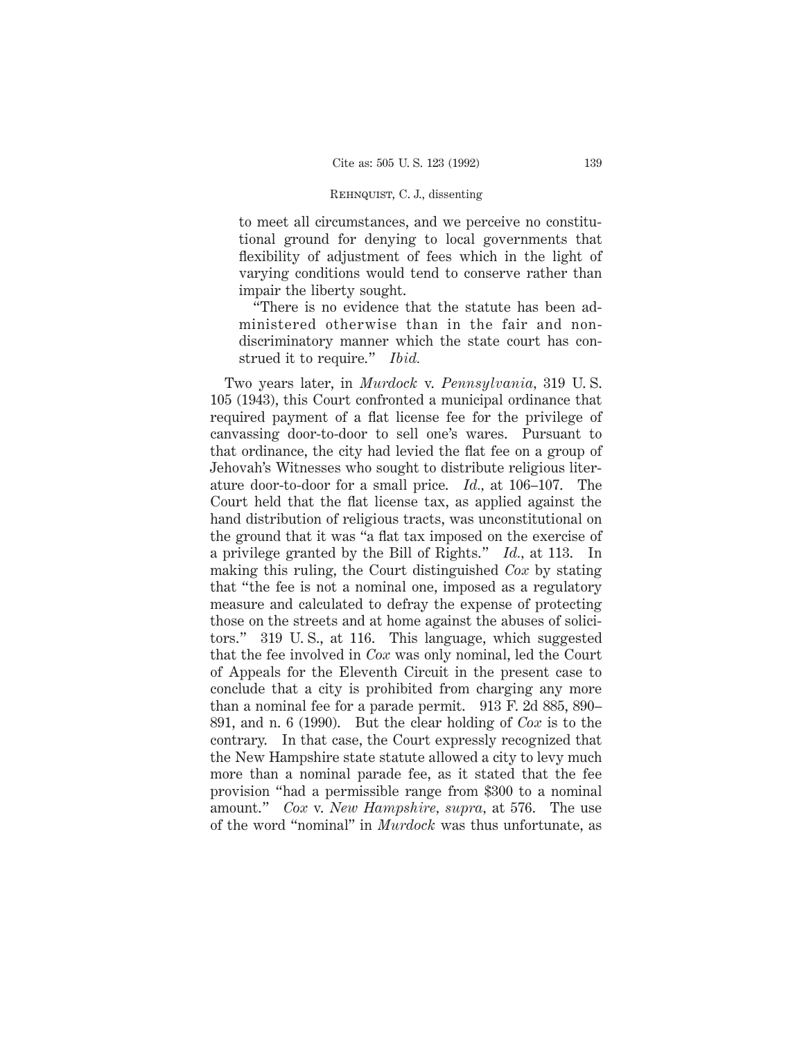to meet all circumstances, and we perceive no constitutional ground for denying to local governments that flexibility of adjustment of fees which in the light of varying conditions would tend to conserve rather than impair the liberty sought.

"There is no evidence that the statute has been administered otherwise than in the fair and nondiscriminatory manner which the state court has construed it to require." *Ibid.*

Two years later, in *Murdock* v. *Pennsylvania*, 319 U. S. 105 (1943), this Court confronted a municipal ordinance that required payment of a flat license fee for the privilege of canvassing door-to-door to sell one's wares. Pursuant to that ordinance, the city had levied the flat fee on a group of Jehovah's Witnesses who sought to distribute religious literature door-to-door for a small price. *Id.*, at 106–107. The Court held that the flat license tax, as applied against the hand distribution of religious tracts, was unconstitutional on the ground that it was "a flat tax imposed on the exercise of a privilege granted by the Bill of Rights." *Id.*, at 113. In making this ruling, the Court distinguished *Cox* by stating that "the fee is not a nominal one, imposed as a regulatory measure and calculated to defray the expense of protecting those on the streets and at home against the abuses of solicitors." 319 U. S., at 116. This language, which suggested that the fee involved in *Cox* was only nominal, led the Court of Appeals for the Eleventh Circuit in the present case to conclude that a city is prohibited from charging any more than a nominal fee for a parade permit. 913 F. 2d 885, 890–891, and n. 6 (1990). But the clear holding of *Cox* is to the contrary. In that case, the Court expressly recognized that the New Hampshire state statute allowed a city to levy much more than a nominal parade fee, as it stated that the fee provision "had a permissible range from $300 to a nominal amount." *Cox* v. *New Hampshire*, *supra*, at 576. The use of the word "nominal" in *Murdock* was thus unfortunate, as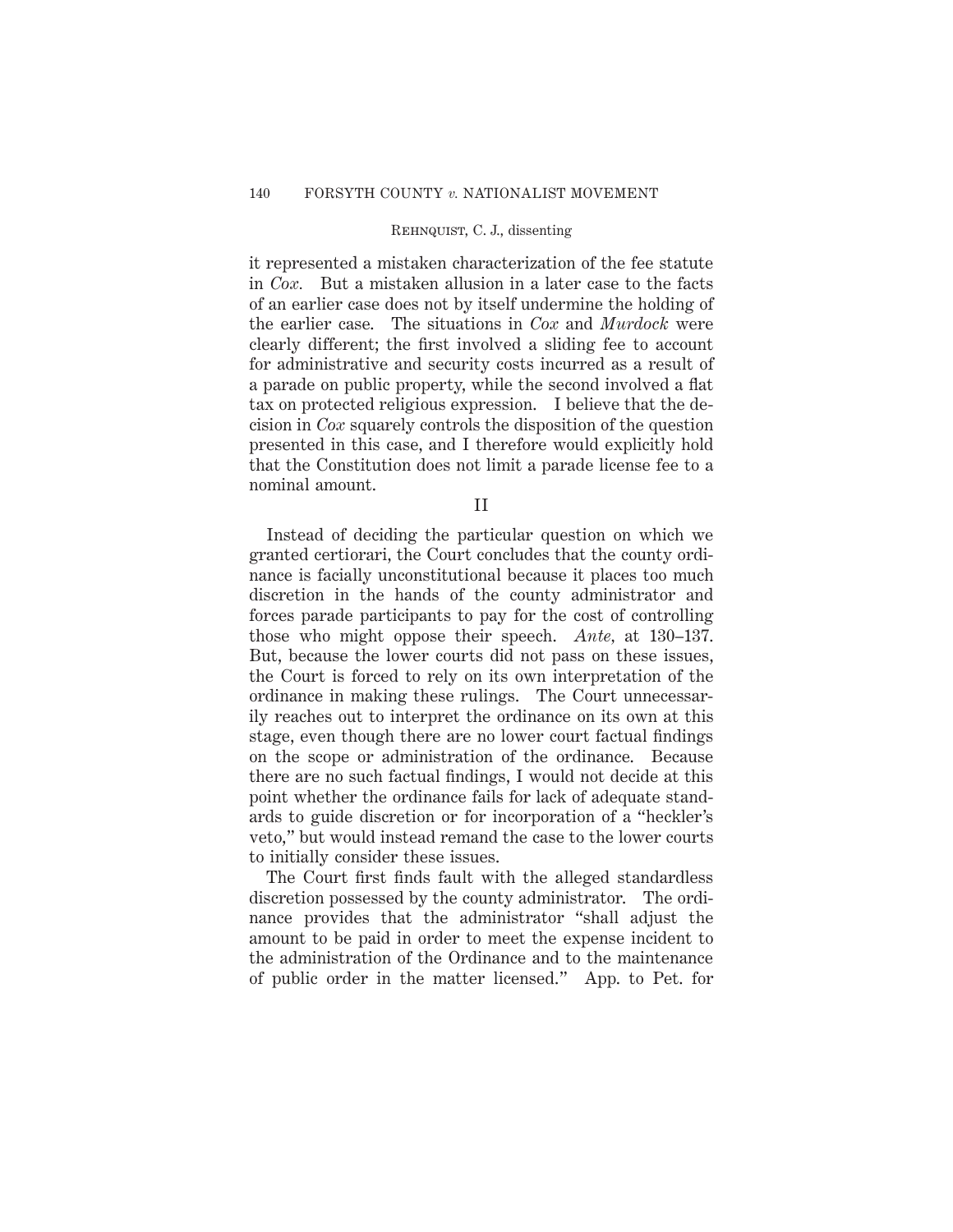it represented a mistaken characterization of the fee statute in *Cox*. But a mistaken allusion in a later case to the facts of an earlier case does not by itself undermine the holding of the earlier case. The situations in *Cox* and *Murdock* were clearly different; the first involved a sliding fee to account for administrative and security costs incurred as a result of a parade on public property, while the second involved a flat tax on protected religious expression. I believe that the decision in *Cox* squarely controls the disposition of the question presented in this case, and I therefore would explicitly hold that the Constitution does not limit a parade license fee to a nominal amount.

## II

Instead of deciding the particular question on which we granted certiorari, the Court concludes that the county ordinance is facially unconstitutional because it places too much discretion in the hands of the county administrator and forces parade participants to pay for the cost of controlling those who might oppose their speech. *Ante*, at 130–137. But, because the lower courts did not pass on these issues, the Court is forced to rely on its own interpretation of the ordinance in making these rulings. The Court unnecessarily reaches out to interpret the ordinance on its own at this stage, even though there are no lower court factual findings on the scope or administration of the ordinance. Because there are no such factual findings, I would not decide at this point whether the ordinance fails for lack of adequate standards to guide discretion or for incorporation of a "heckler's veto," but would instead remand the case to the lower courts to initially consider these issues.

The Court first finds fault with the alleged standardless discretion possessed by the county administrator. The ordinance provides that the administrator "shall adjust the amount to be paid in order to meet the expense incident to the administration of the Ordinance and to the maintenance of public order in the matter licensed." App. to Pet. for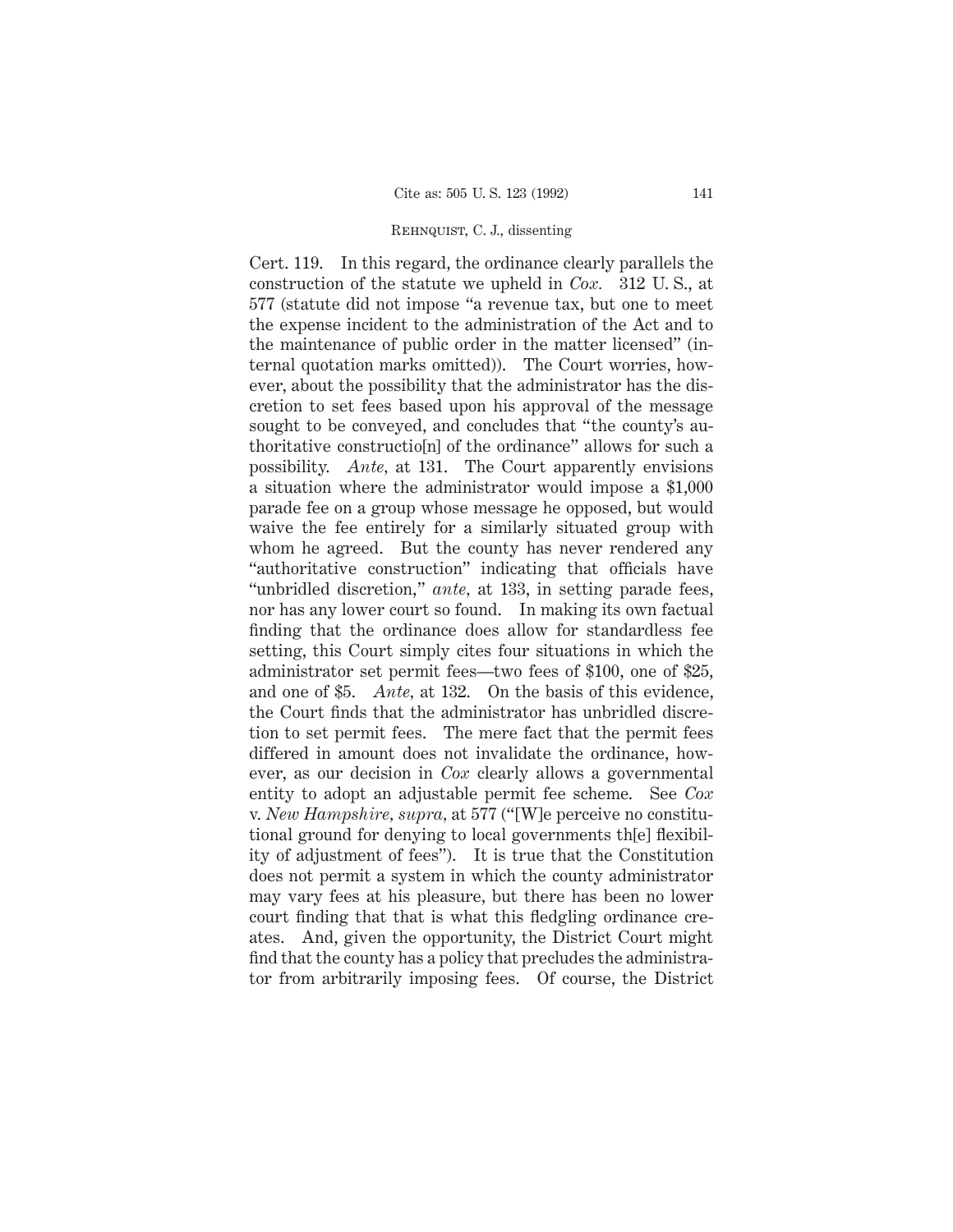Cert. 119. In this regard, the ordinance clearly parallels the construction of the statute we upheld in *Cox.* 312 U. S., at 577 (statute did not impose "a revenue tax, but one to meet the expense incident to the administration of the Act and to the maintenance of public order in the matter licensed" (internal quotation marks omitted)). The Court worries, however, about the possibility that the administrator has the discretion to set fees based upon his approval of the message sought to be conveyed, and concludes that "the county's authoritative constructio[n] of the ordinance" allows for such a possibility. *Ante,* at 131. The Court apparently envisions a situation where the administrator would impose a $1,000 parade fee on a group whose message he opposed, but would waive the fee entirely for a similarly situated group with whom he agreed. But the county has never rendered any "authoritative construction" indicating that officials have "unbridled discretion," *ante,* at 133, in setting parade fees, nor has any lower court so found. In making its own factual finding that the ordinance does allow for standardless fee setting, this Court simply cites four situations in which the administrator set permit fees—two fees of $100, one of $25, and one of $5. *Ante,* at 132. On the basis of this evidence, the Court finds that the administrator has unbridled discretion to set permit fees. The mere fact that the permit fees differed in amount does not invalidate the ordinance, however, as our decision in *Cox* clearly allows a governmental entity to adopt an adjustable permit fee scheme. See *Cox* v. *New Hampshire, supra,* at 577 ("[W]e perceive no constitutional ground for denying to local governments th[e] flexibility of adjustment of fees"). It is true that the Constitution does not permit a system in which the county administrator may vary fees at his pleasure, but there has been no lower court finding that that is what this fledgling ordinance creates. And, given the opportunity, the District Court might find that the county has a policy that precludes the administrator from arbitrarily imposing fees. Of course, the District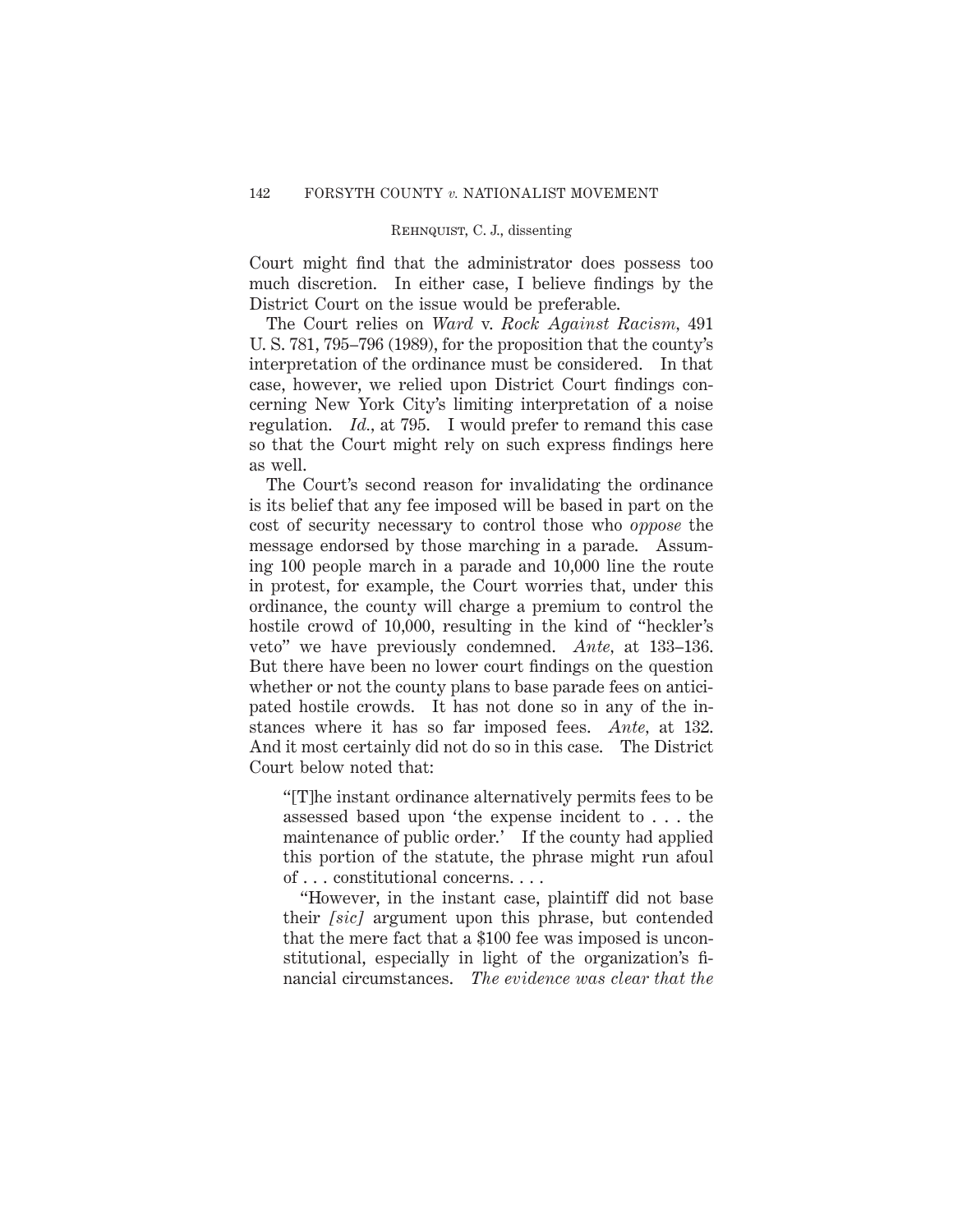Court might find that the administrator does possess too much discretion. In either case, I believe findings by the District Court on the issue would be preferable.

The Court relies on *Ward* v. *Rock Against Racism,* 491 U. S. 781, 795–796 (1989), for the proposition that the county's interpretation of the ordinance must be considered. In that case, however, we relied upon District Court findings concerning New York City's limiting interpretation of a noise regulation. *Id.*, at 795. I would prefer to remand this case so that the Court might rely on such express findings here as well.

The Court's second reason for invalidating the ordinance is its belief that any fee imposed will be based in part on the cost of security necessary to control those who *oppose* the message endorsed by those marching in a parade. Assuming 100 people march in a parade and 10,000 line the route in protest, for example, the Court worries that, under this ordinance, the county will charge a premium to control the hostile crowd of 10,000, resulting in the kind of "heckler's veto" we have previously condemned. *Ante*, at 133–136. But there have been no lower court findings on the question whether or not the county plans to base parade fees on anticipated hostile crowds. It has not done so in any of the instances where it has so far imposed fees. *Ante*, at 132. And it most certainly did not do so in this case. The District Court below noted that:

> "[T]he instant ordinance alternatively permits fees to be assessed based upon 'the expense incident to . . . the maintenance of public order.' If the county had applied this portion of the statute, the phrase might run afoul of . . . constitutional concerns. . . .
>
> "However, in the instant case, plaintiff did not base their *[sic]* argument upon this phrase, but contended that the mere fact that a $100 fee was imposed is unconstitutional, especially in light of the organization's financial circumstances. *The evidence was clear that the*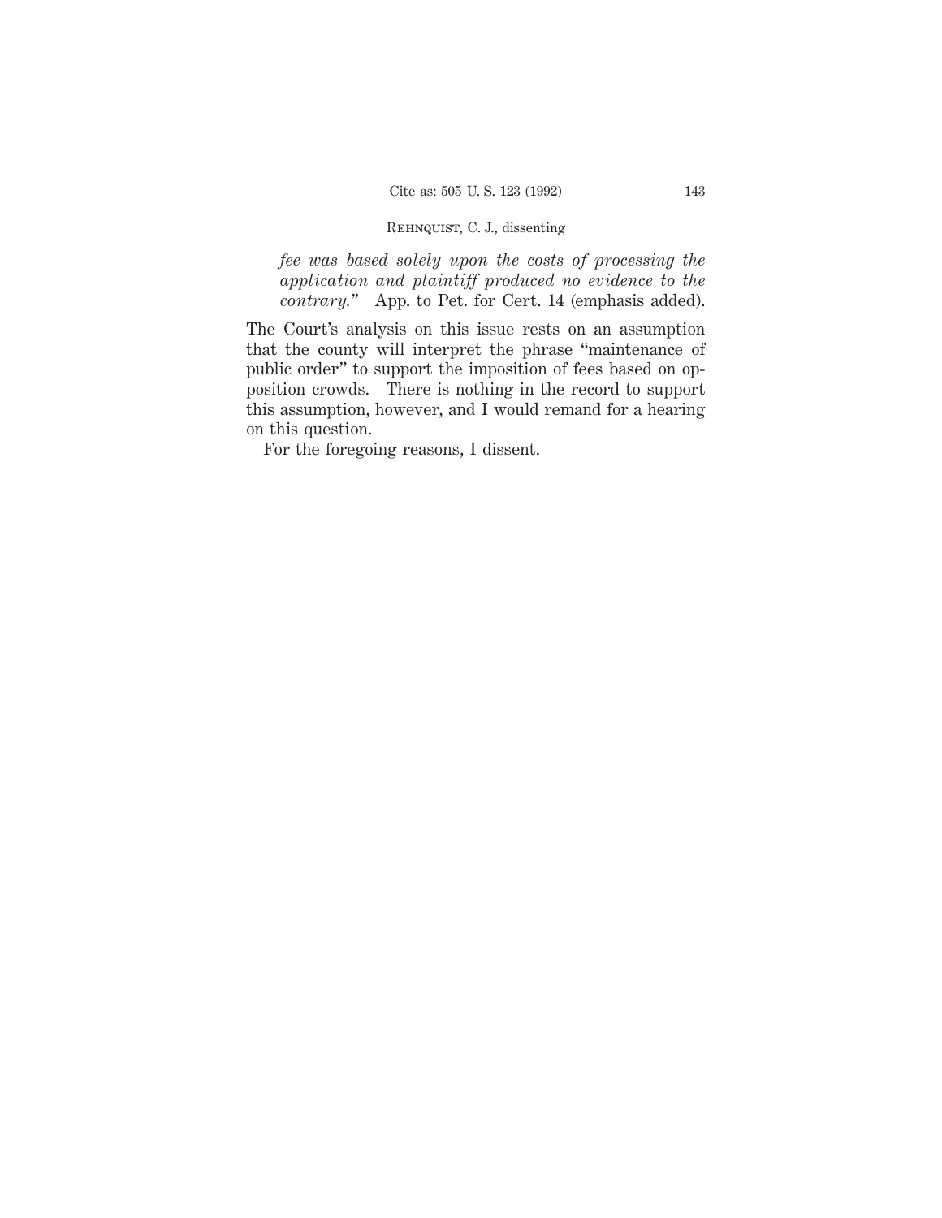*fee was based solely upon the costs of processing the application and plaintiff produced no evidence to the contrary."* App. to Pet. for Cert. 14 (emphasis added).

The Court's analysis on this issue rests on an assumption that the county will interpret the phrase "maintenance of public order" to support the imposition of fees based on opposition crowds. There is nothing in the record to support this assumption, however, and I would remand for a hearing on this question.

For the foregoing reasons, I dissent.